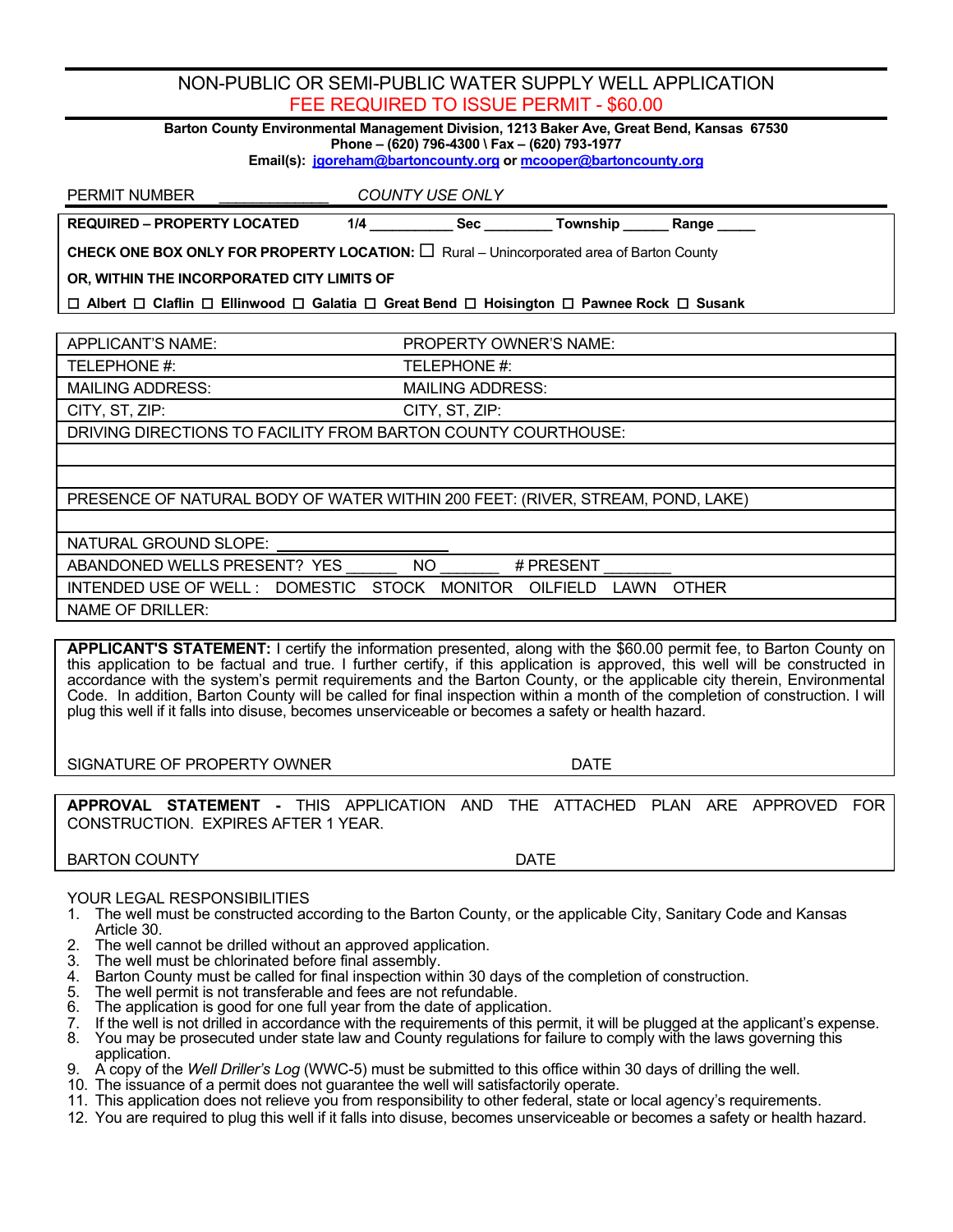# NON-PUBLIC OR SEMI-PUBLIC WATER SUPPLY WELL APPLICATION

**FEE REQUIRED TO ISSUE PERMIT - $60.00**

**Barton County Environmental Management Division, 1213 Baker Ave, Great Bend, Kansas 67530**
**Phone – (620) 796-4300 \ Fax – (620) 793-1977**
**Email(s): jgoreham@bartoncounty.org or mcooper@bartoncounty.org**

PERMIT NUMBER ____________ *COUNTY USE ONLY*

**REQUIRED – PROPERTY LOCATED** **1/4** __________ **Sec** ________ **Township** ______ **Range** _____

**CHECK ONE BOX ONLY FOR PROPERTY LOCATION:** ☐ Rural – Unincorporated area of Barton County

**OR, WITHIN THE INCORPORATED CITY LIMITS OF**

☐ **Albert** ☐ **Claflin** ☐ **Ellinwood** ☐ **Galatia** ☐ **Great Bend** ☐ **Hoisington** ☐ **Pawnee Rock** ☐ **Susank**

| APPLICANT'S NAME: | PROPERTY OWNER'S NAME: |
|---|---|
| TELEPHONE #: | TELEPHONE #: |
| MAILING ADDRESS: | MAILING ADDRESS: |
| CITY, ST, ZIP: | CITY, ST, ZIP: |

DRIVING DIRECTIONS TO FACILITY FROM BARTON COUNTY COURTHOUSE:

PRESENCE OF NATURAL BODY OF WATER WITHIN 200 FEET: (RIVER, STREAM, POND, LAKE)

NATURAL GROUND SLOPE: ____________________

ABANDONED WELLS PRESENT? YES ______ NO ______ # PRESENT ________

INTENDED USE OF WELL : DOMESTIC STOCK MONITOR OILFIELD LAWN OTHER

NAME OF DRILLER:

**APPLICANT'S STATEMENT:** I certify the information presented, along with the $60.00 permit fee, to Barton County on this application to be factual and true. I further certify, if this application is approved, this well will be constructed in accordance with the system's permit requirements and the Barton County, or the applicable city therein, Environmental Code. In addition, Barton County will be called for final inspection within a month of the completion of construction. I will plug this well if it falls into disuse, becomes unserviceable or becomes a safety or health hazard.

SIGNATURE OF PROPERTY OWNER DATE

**APPROVAL STATEMENT -** THIS APPLICATION AND THE ATTACHED PLAN ARE APPROVED FOR CONSTRUCTION. EXPIRES AFTER 1 YEAR.

BARTON COUNTY DATE

YOUR LEGAL RESPONSIBILITIES

1. The well must be constructed according to the Barton County, or the applicable City, Sanitary Code and Kansas Article 30.
2. The well cannot be drilled without an approved application.
3. The well must be chlorinated before final assembly.
4. Barton County must be called for final inspection within 30 days of the completion of construction.
5. The well permit is not transferable and fees are not refundable.
6. The application is good for one full year from the date of application.
7. If the well is not drilled in accordance with the requirements of this permit, it will be plugged at the applicant's expense.
8. You may be prosecuted under state law and County regulations for failure to comply with the laws governing this application.
9. A copy of the *Well Driller's Log* (WWC-5) must be submitted to this office within 30 days of drilling the well.
10. The issuance of a permit does not guarantee the well will satisfactorily operate.
11. This application does not relieve you from responsibility to other federal, state or local agency's requirements.
12. You are required to plug this well if it falls into disuse, becomes unserviceable or becomes a safety or health hazard.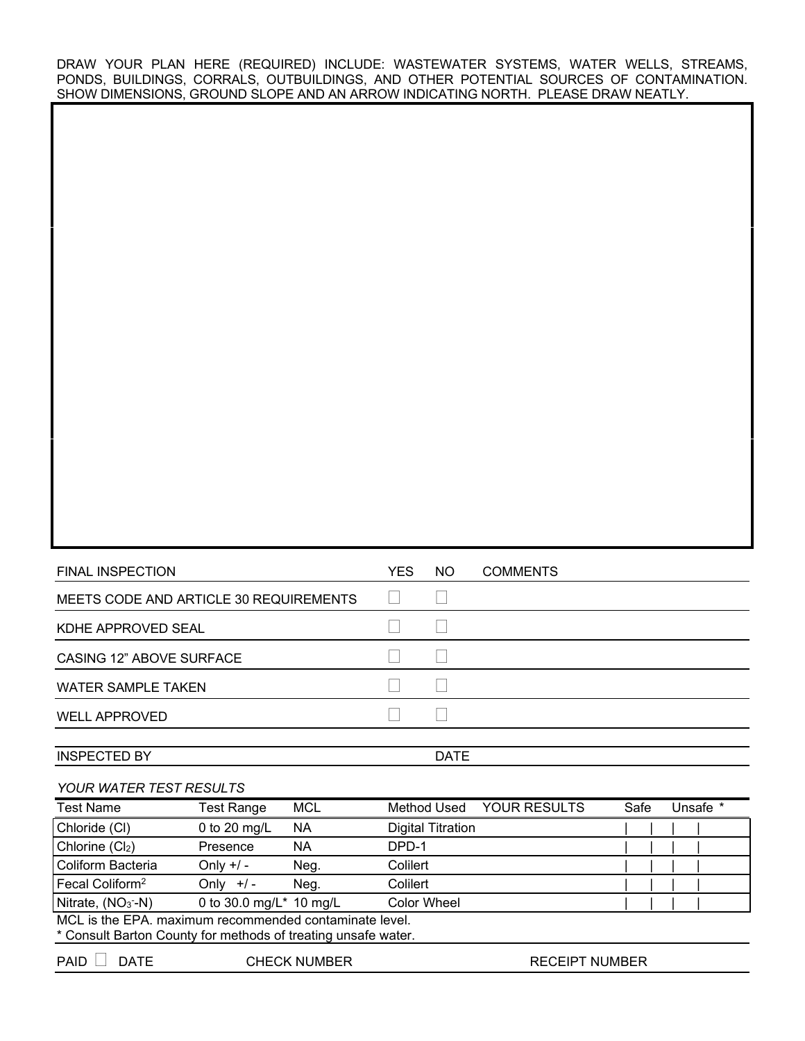DRAW YOUR PLAN HERE (REQUIRED) INCLUDE: WASTEWATER SYSTEMS, WATER WELLS, STREAMS, PONDS, BUILDINGS, CORRALS, OUTBUILDINGS, AND OTHER POTENTIAL SOURCES OF CONTAMINATION. SHOW DIMENSIONS, GROUND SLOPE AND AN ARROW INDICATING NORTH. PLEASE DRAW NEATLY.

| FINAL INSPECTION | YES | NO | COMMENTS |
|---|---|---|---|
| MEETS CODE AND ARTICLE 30 REQUIREMENTS | ☐ | ☐ | |
| KDHE APPROVED SEAL | ☐ | ☐ | |
| CASING 12" ABOVE SURFACE | ☐ | ☐ | |
| WATER SAMPLE TAKEN | ☐ | ☐ | |
| WELL APPROVED | ☐ | ☐ | |

INSPECTED BY DATE

*YOUR WATER TEST RESULTS*

| Test Name | Test Range | MCL | Method Used | YOUR RESULTS | Safe | Unsafe * |
|---|---|---|---|---|---|---|
| Chloride (Cl) | 0 to 20 mg/L | NA | Digital Titration | | | |
| Chlorine ($Cl_2$) | Presence | NA | DPD-1 | | | |
| Coliform Bacteria | Only +/ - | Neg. | Colilert | | | |
| Fecal Coliform[2] | Only +/ - | Neg. | Colilert | | | |
| Nitrate, ($NO_3^-$-N) | 0 to 30.0 mg/L* | 10 mg/L | Color Wheel | | | |

MCL is the EPA. maximum recommended contaminate level.
* Consult Barton County for methods of treating unsafe water.

PAID ☐ DATE CHECK NUMBER RECEIPT NUMBER